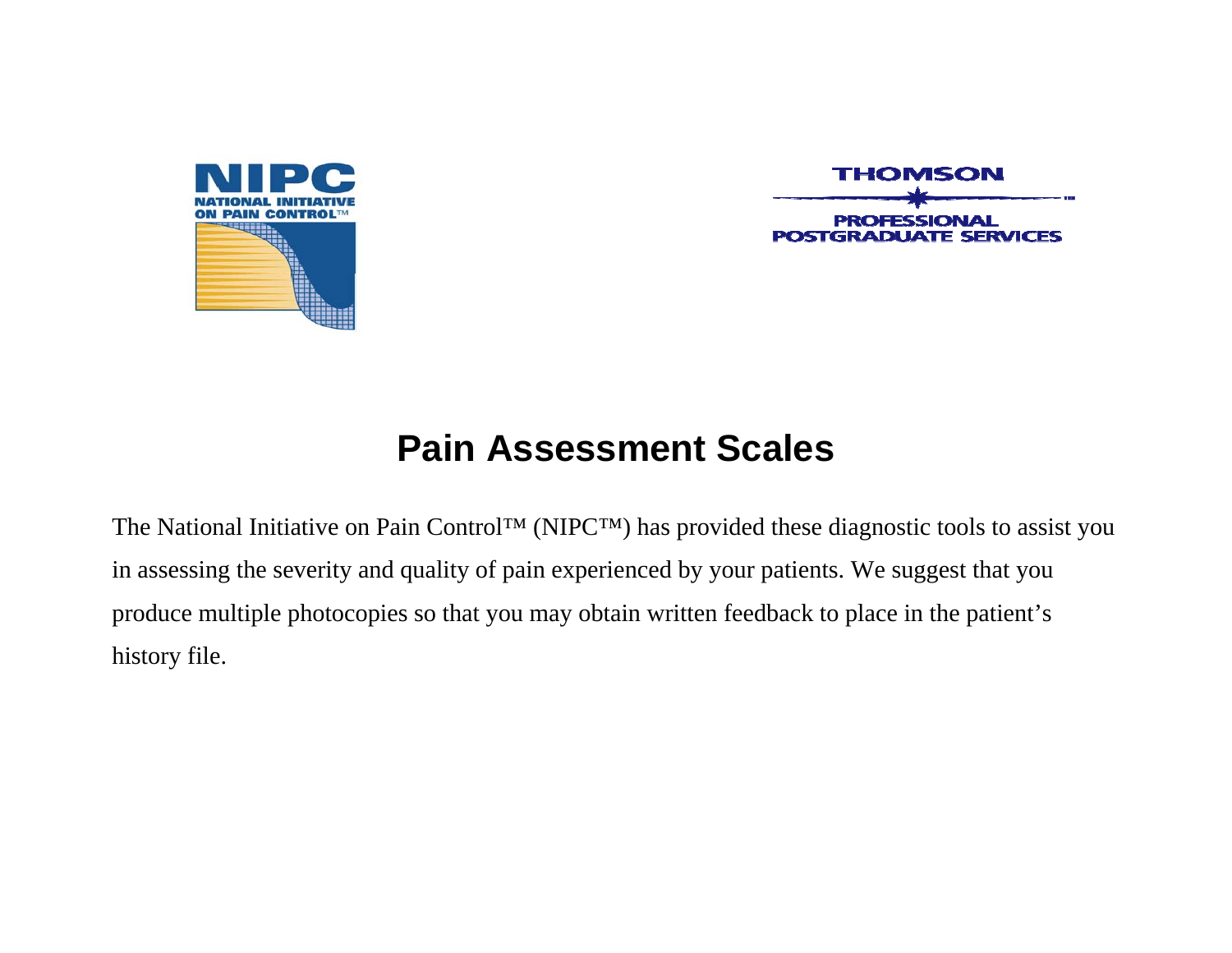NIPC
NATIONAL INITIATIVE ON PAIN CONTROL™

THOMSON
PROFESSIONAL POSTGRADUATE SERVICES

# Pain Assessment Scales

The National Initiative on Pain Control™ (NIPC™) has provided these diagnostic tools to assist you in assessing the severity and quality of pain experienced by your patients. We suggest that you produce multiple photocopies so that you may obtain written feedback to place in the patient's history file.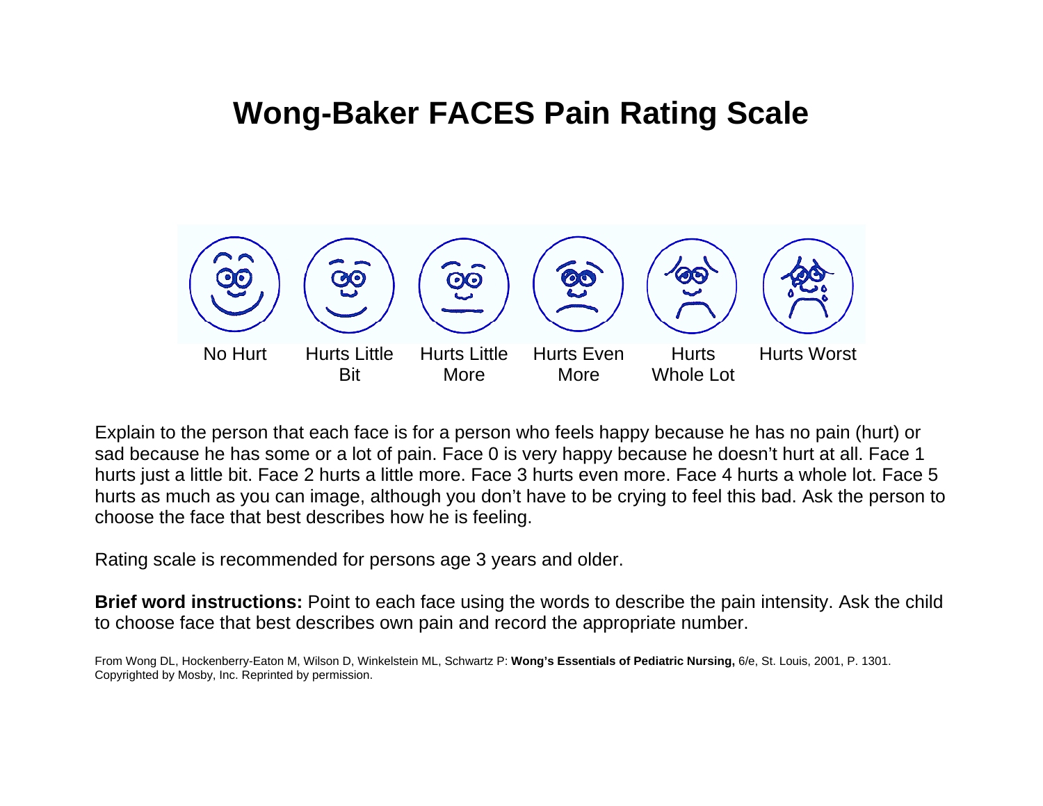# Wong-Baker FACES Pain Rating Scale

| No Hurt | Hurts Little Bit | Hurts Little More | Hurts Even More | Hurts Whole Lot | Hurts Worst |
|---|---|---|---|---|---|

Explain to the person that each face is for a person who feels happy because he has no pain (hurt) or sad because he has some or a lot of pain. Face 0 is very happy because he doesn't hurt at all. Face 1 hurts just a little bit. Face 2 hurts a little more. Face 3 hurts even more. Face 4 hurts a whole lot. Face 5 hurts as much as you can image, although you don't have to be crying to feel this bad. Ask the person to choose the face that best describes how he is feeling.

Rating scale is recommended for persons age 3 years and older.

**Brief word instructions:** Point to each face using the words to describe the pain intensity. Ask the child to choose face that best describes own pain and record the appropriate number.

From Wong DL, Hockenberry-Eaton M, Wilson D, Winkelstein ML, Schwartz P: **Wong's Essentials of Pediatric Nursing,** 6/e, St. Louis, 2001, P. 1301. Copyrighted by Mosby, Inc. Reprinted by permission.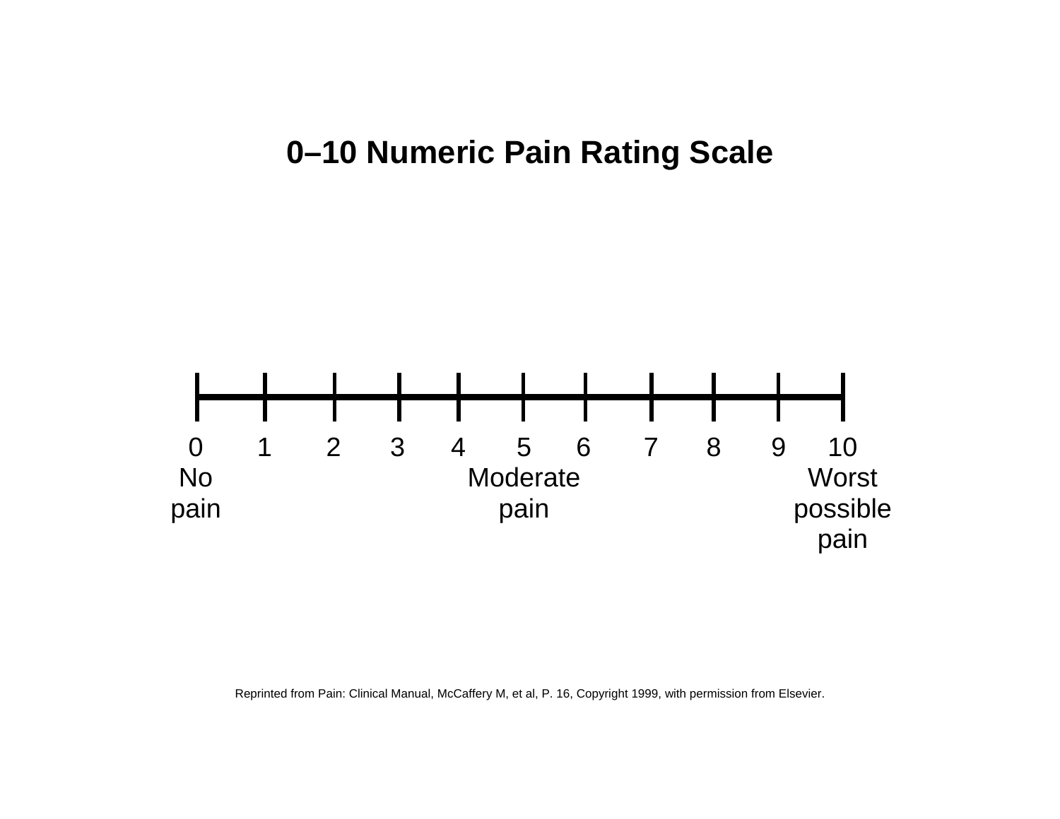# 0–10 Numeric Pain Rating Scale

| 0 | 1 | 2 | 3 | 4 | 5 | 6 | 7 | 8 | 9 | 10 |
|---|---|---|---|---|---|---|---|---|---|---|
| No pain | | | | | Moderate pain | | | | | Worst possible pain |

Reprinted from Pain: Clinical Manual, McCaffery M, et al, P. 16, Copyright 1999, with permission from Elsevier.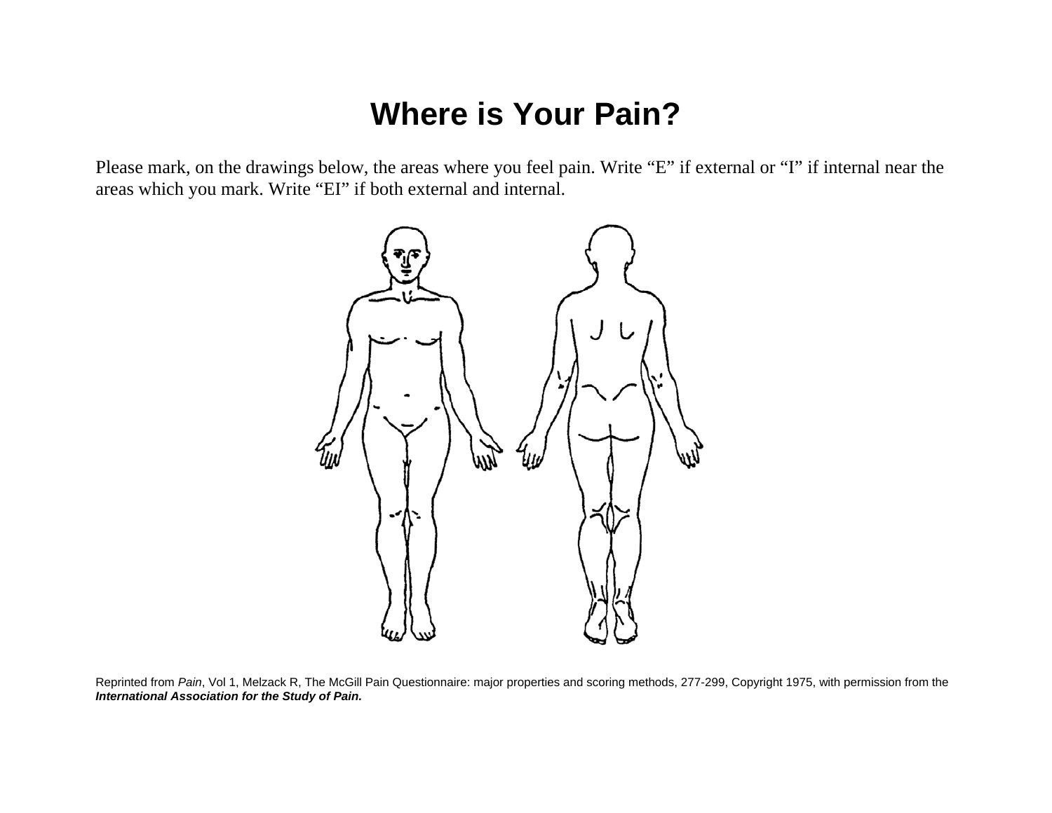# Where is Your Pain?

Please mark, on the drawings below, the areas where you feel pain. Write “E” if external or “I” if internal near the areas which you mark. Write “EI” if both external and internal.

Reprinted from *Pain*, Vol 1, Melzack R, The McGill Pain Questionnaire: major properties and scoring methods, 277-299, Copyright 1975, with permission from the ***International Association for the Study of Pain.***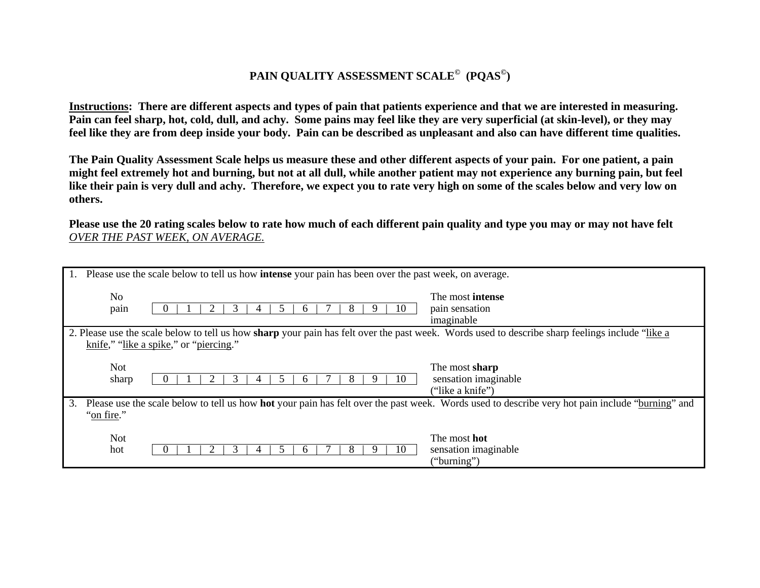# PAIN QUALITY ASSESSMENT SCALE© (PQAS©)

**Instructions: There are different aspects and types of pain that patients experience and that we are interested in measuring. Pain can feel sharp, hot, cold, dull, and achy. Some pains may feel like they are very superficial (at skin-level), or they may feel like they are from deep inside your body. Pain can be described as unpleasant and also can have different time qualities.**

**The Pain Quality Assessment Scale helps us measure these and other different aspects of your pain. For one patient, a pain might feel extremely hot and burning, but not at all dull, while another patient may not experience any burning pain, but feel like their pain is very dull and achy. Therefore, we expect you to rate very high on some of the scales below and very low on others.**

**Please use the 20 rating scales below to rate how much of each different pain quality and type you may or may not have felt *OVER THE PAST WEEK, ON AVERAGE.***

1. Please use the scale below to tell us how **intense** your pain has been over the past week, on average.

| No pain | 0 | 1 | 2 | 3 | 4 | 5 | 6 | 7 | 8 | 9 | 10 | The most **intense** pain sensation imaginable |
|---|---|---|---|---|---|---|---|---|---|---|---|---|

2. Please use the scale below to tell us how **sharp** your pain has felt over the past week. Words used to describe sharp feelings include "like a knife," "like a spike," or "piercing."

| Not sharp | 0 | 1 | 2 | 3 | 4 | 5 | 6 | 7 | 8 | 9 | 10 | The most **sharp** sensation imaginable ("like a knife") |
|---|---|---|---|---|---|---|---|---|---|---|---|---|

3. Please use the scale below to tell us how **hot** your pain has felt over the past week. Words used to describe very hot pain include "burning" and "on fire."

| Not hot | 0 | 1 | 2 | 3 | 4 | 5 | 6 | 7 | 8 | 9 | 10 | The most **hot** sensation imaginable ("burning") |
|---|---|---|---|---|---|---|---|---|---|---|---|---|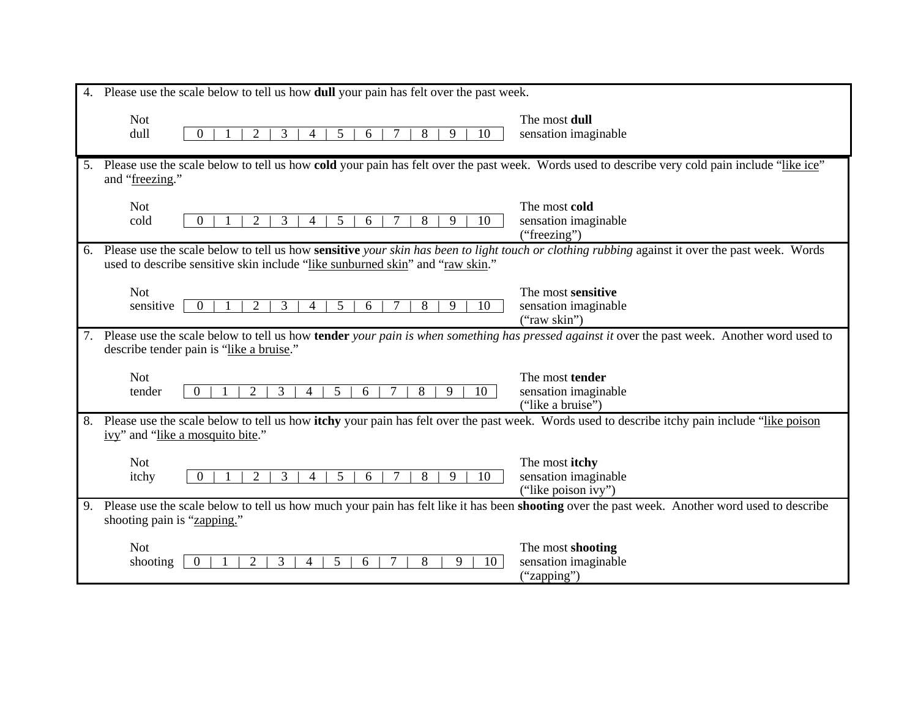4. Please use the scale below to tell us how **dull** your pain has felt over the past week.

| Not dull | 0 | 1 | 2 | 3 | 4 | 5 | 6 | 7 | 8 | 9 | 10 | The most **dull** sensation imaginable |
|---|---|---|---|---|---|---|---|---|---|---|---|---|

5. Please use the scale below to tell us how **cold** your pain has felt over the past week. Words used to describe very cold pain include "like ice" and "freezing."

| Not cold | 0 | 1 | 2 | 3 | 4 | 5 | 6 | 7 | 8 | 9 | 10 | The most **cold** sensation imaginable ("freezing") |
|---|---|---|---|---|---|---|---|---|---|---|---|---|

6. Please use the scale below to tell us how **sensitive** *your skin has been to light touch or clothing rubbing* against it over the past week. Words used to describe sensitive skin include "like sunburned skin" and "raw skin."

| Not sensitive | 0 | 1 | 2 | 3 | 4 | 5 | 6 | 7 | 8 | 9 | 10 | The most **sensitive** sensation imaginable ("raw skin") |
|---|---|---|---|---|---|---|---|---|---|---|---|---|

7. Please use the scale below to tell us how **tender** *your pain is when something has pressed against it* over the past week. Another word used to describe tender pain is "like a bruise."

| Not tender | 0 | 1 | 2 | 3 | 4 | 5 | 6 | 7 | 8 | 9 | 10 | The most **tender** sensation imaginable ("like a bruise") |
|---|---|---|---|---|---|---|---|---|---|---|---|---|

8. Please use the scale below to tell us how **itchy** your pain has felt over the past week. Words used to describe itchy pain include "like poison ivy" and "like a mosquito bite."

| Not itchy | 0 | 1 | 2 | 3 | 4 | 5 | 6 | 7 | 8 | 9 | 10 | The most **itchy** sensation imaginable ("like poison ivy") |
|---|---|---|---|---|---|---|---|---|---|---|---|---|

9. Please use the scale below to tell us how much your pain has felt like it has been **shooting** over the past week. Another word used to describe shooting pain is "zapping."

| Not shooting | 0 | 1 | 2 | 3 | 4 | 5 | 6 | 7 | 8 | 9 | 10 | The most **shooting** sensation imaginable ("zapping") |
|---|---|---|---|---|---|---|---|---|---|---|---|---|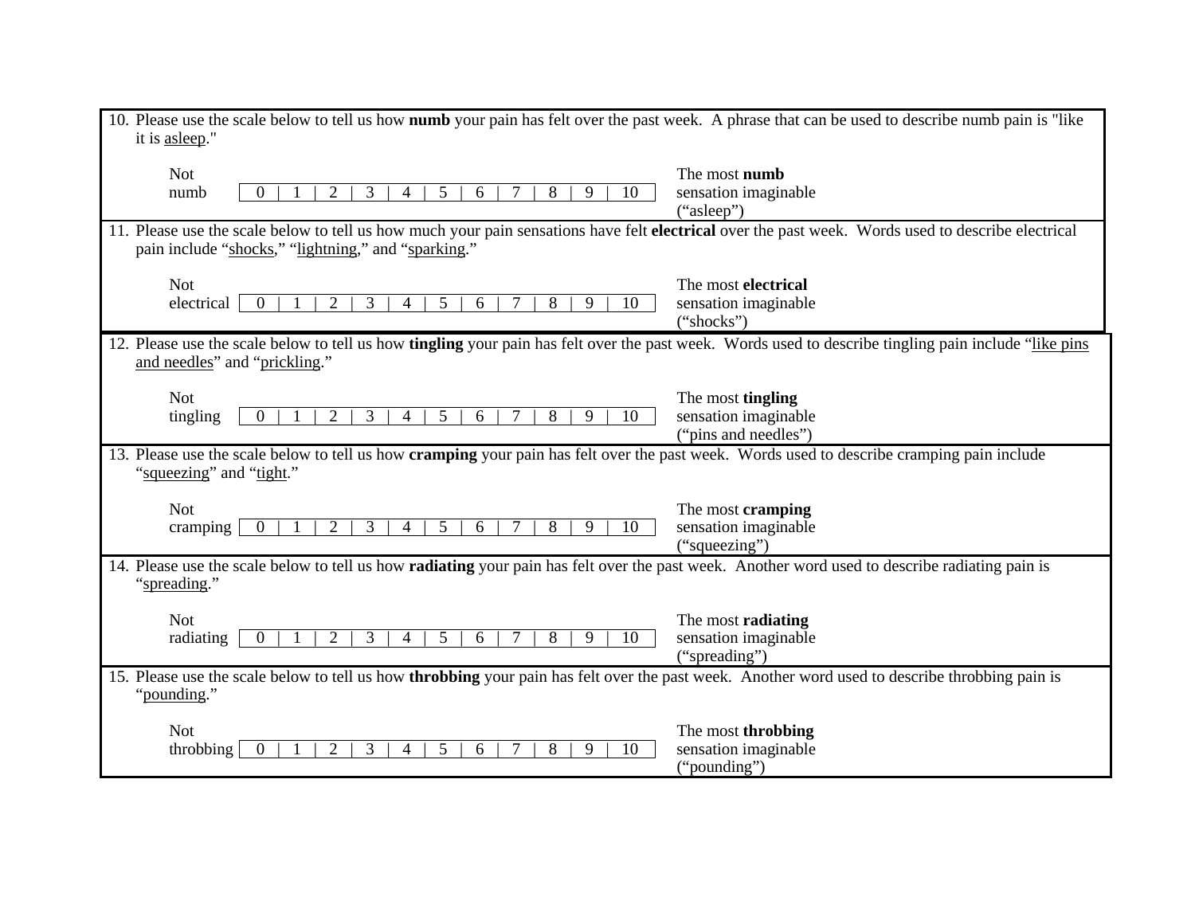10. Please use the scale below to tell us how **numb** your pain has felt over the past week. A phrase that can be used to describe numb pain is "like it is <u>asleep</u>."

| Not numb | 0 | 1 | 2 | 3 | 4 | 5 | 6 | 7 | 8 | 9 | 10 | The most **numb** sensation imaginable ("asleep") |
|---|---|---|---|---|---|---|---|---|---|---|---|---|

11. Please use the scale below to tell us how much your pain sensations have felt **electrical** over the past week. Words used to describe electrical pain include "<u>shocks</u>," "<u>lightning</u>," and "<u>sparking</u>."

| Not electrical | 0 | 1 | 2 | 3 | 4 | 5 | 6 | 7 | 8 | 9 | 10 | The most **electrical** sensation imaginable ("shocks") |
|---|---|---|---|---|---|---|---|---|---|---|---|---|

12. Please use the scale below to tell us how **tingling** your pain has felt over the past week. Words used to describe tingling pain include "<u>like pins and needles</u>" and "<u>prickling</u>."

| Not tingling | 0 | 1 | 2 | 3 | 4 | 5 | 6 | 7 | 8 | 9 | 10 | The most **tingling** sensation imaginable ("pins and needles") |
|---|---|---|---|---|---|---|---|---|---|---|---|---|

13. Please use the scale below to tell us how **cramping** your pain has felt over the past week. Words used to describe cramping pain include "<u>squeezing</u>" and "<u>tight</u>."

| Not cramping | 0 | 1 | 2 | 3 | 4 | 5 | 6 | 7 | 8 | 9 | 10 | The most **cramping** sensation imaginable ("squeezing") |
|---|---|---|---|---|---|---|---|---|---|---|---|---|

14. Please use the scale below to tell us how **radiating** your pain has felt over the past week. Another word used to describe radiating pain is "<u>spreading</u>."

| Not radiating | 0 | 1 | 2 | 3 | 4 | 5 | 6 | 7 | 8 | 9 | 10 | The most **radiating** sensation imaginable ("spreading") |
|---|---|---|---|---|---|---|---|---|---|---|---|---|

15. Please use the scale below to tell us how **throbbing** your pain has felt over the past week. Another word used to describe throbbing pain is "<u>pounding</u>."

| Not throbbing | 0 | 1 | 2 | 3 | 4 | 5 | 6 | 7 | 8 | 9 | 10 | The most **throbbing** sensation imaginable ("pounding") |
|---|---|---|---|---|---|---|---|---|---|---|---|---|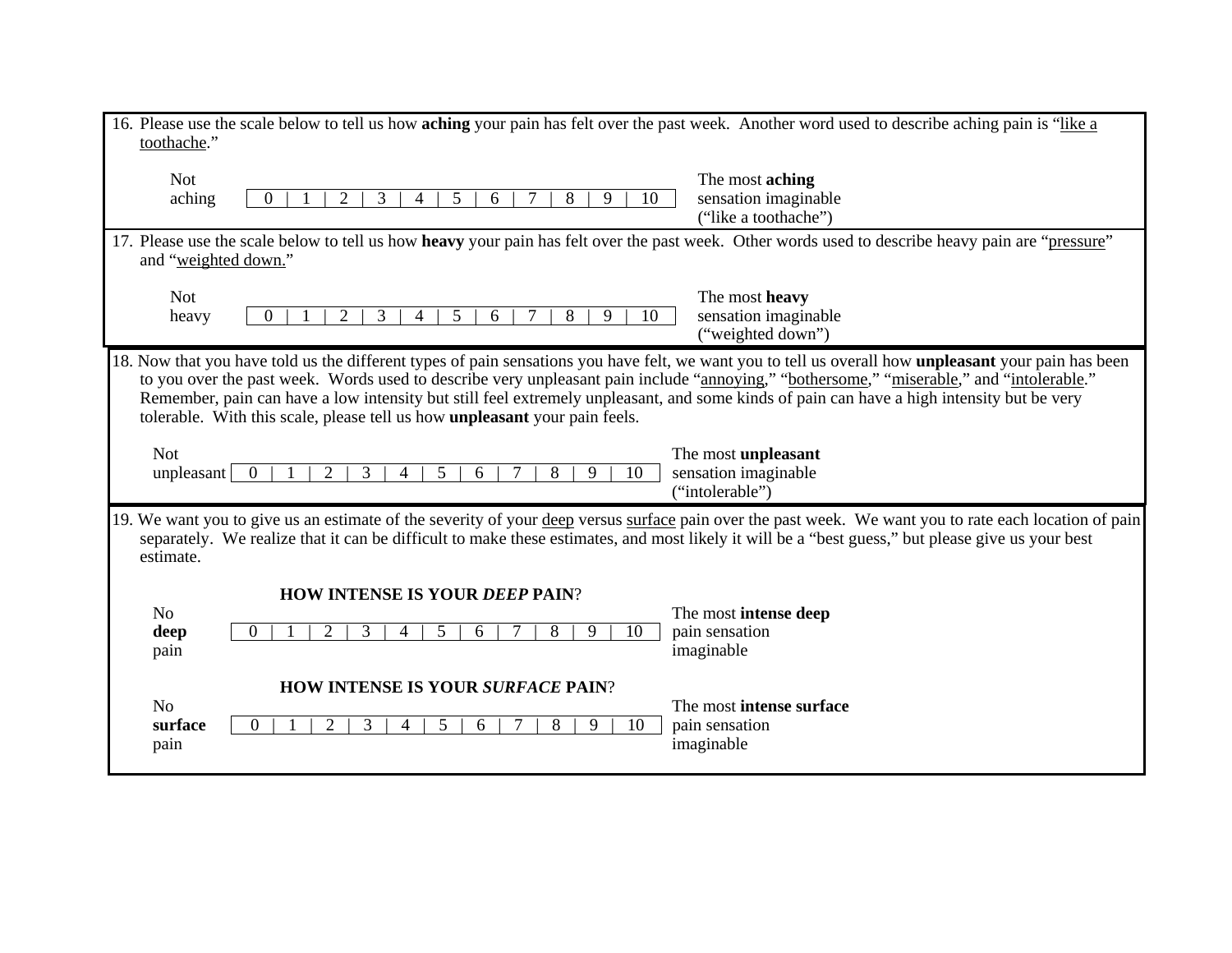16. Please use the scale below to tell us how **aching** your pain has felt over the past week. Another word used to describe aching pain is "like a toothache."

| Not aching | 0 | 1 | 2 | 3 | 4 | 5 | 6 | 7 | 8 | 9 | 10 | The most **aching** sensation imaginable ("like a toothache") |
|---|---|---|---|---|---|---|---|---|---|---|---|---|

17. Please use the scale below to tell us how **heavy** your pain has felt over the past week. Other words used to describe heavy pain are "pressure" and "weighted down."

| Not heavy | 0 | 1 | 2 | 3 | 4 | 5 | 6 | 7 | 8 | 9 | 10 | The most **heavy** sensation imaginable ("weighted down") |
|---|---|---|---|---|---|---|---|---|---|---|---|---|

18. Now that you have told us the different types of pain sensations you have felt, we want you to tell us overall how **unpleasant** your pain has been to you over the past week. Words used to describe very unpleasant pain include "annoying," "bothersome," "miserable," and "intolerable." Remember, pain can have a low intensity but still feel extremely unpleasant, and some kinds of pain can have a high intensity but be very tolerable. With this scale, please tell us how **unpleasant** your pain feels.

| Not unpleasant | 0 | 1 | 2 | 3 | 4 | 5 | 6 | 7 | 8 | 9 | 10 | The most **unpleasant** sensation imaginable ("intolerable") |
|---|---|---|---|---|---|---|---|---|---|---|---|---|

19. We want you to give us an estimate of the severity of your deep versus surface pain over the past week. We want you to rate each location of pain separately. We realize that it can be difficult to make these estimates, and most likely it will be a "best guess," but please give us your best estimate.

**HOW INTENSE IS YOUR *DEEP* PAIN?**

| No **deep** pain | 0 | 1 | 2 | 3 | 4 | 5 | 6 | 7 | 8 | 9 | 10 | The most **intense deep** pain sensation imaginable |
|---|---|---|---|---|---|---|---|---|---|---|---|---|

**HOW INTENSE IS YOUR *SURFACE* PAIN?**

| No **surface** pain | 0 | 1 | 2 | 3 | 4 | 5 | 6 | 7 | 8 | 9 | 10 | The most **intense surface** pain sensation imaginable |
|---|---|---|---|---|---|---|---|---|---|---|---|---|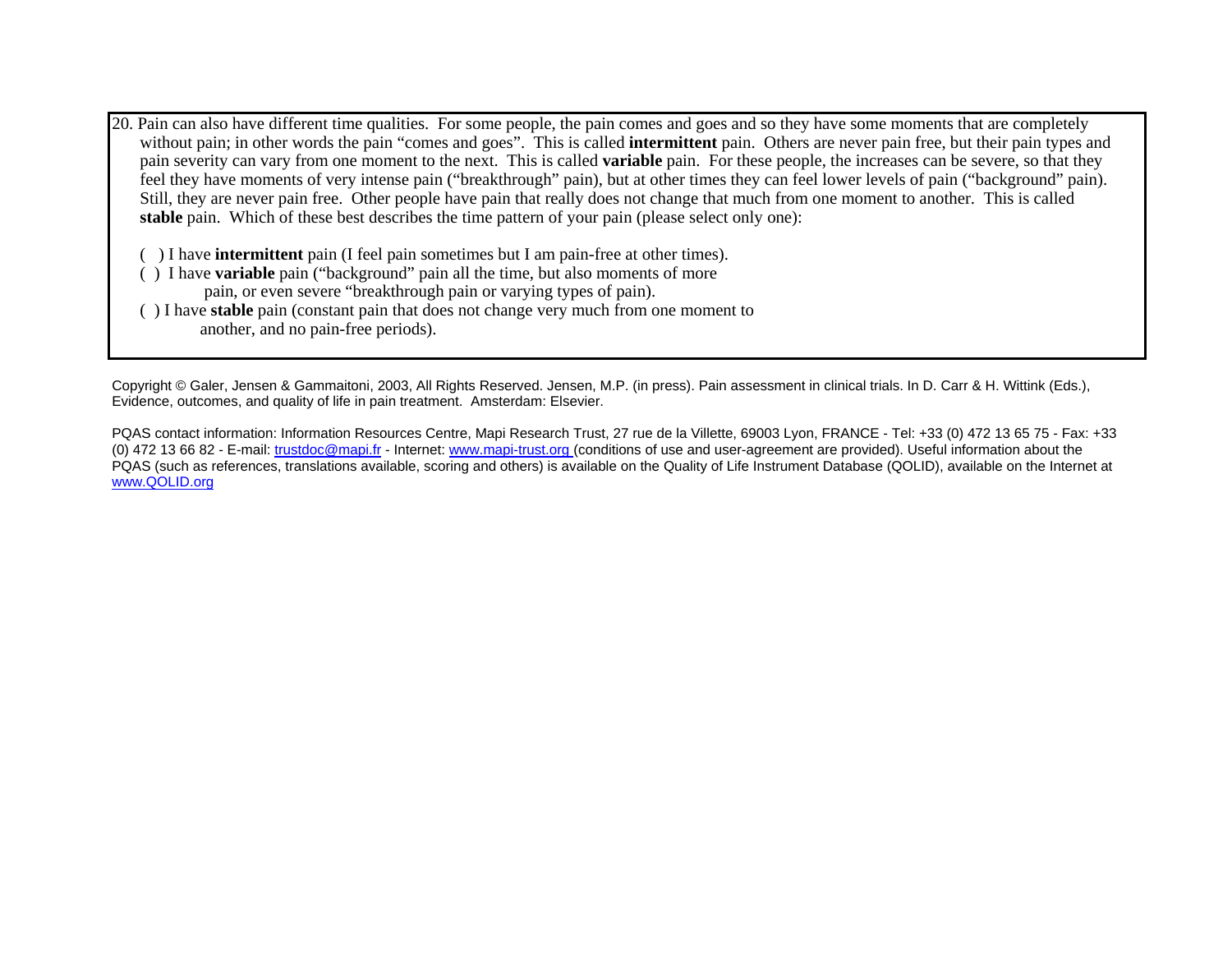20. Pain can also have different time qualities. For some people, the pain comes and goes and so they have some moments that are completely without pain; in other words the pain "comes and goes". This is called **intermittent** pain. Others are never pain free, but their pain types and pain severity can vary from one moment to the next. This is called **variable** pain. For these people, the increases can be severe, so that they feel they have moments of very intense pain ("breakthrough" pain), but at other times they can feel lower levels of pain ("background" pain). Still, they are never pain free. Other people have pain that really does not change that much from one moment to another. This is called **stable** pain. Which of these best describes the time pattern of your pain (please select only one):

( ) I have **intermittent** pain (I feel pain sometimes but I am pain-free at other times).
( ) I have **variable** pain ("background" pain all the time, but also moments of more pain, or even severe "breakthrough pain or varying types of pain).
( ) I have **stable** pain (constant pain that does not change very much from one moment to another, and no pain-free periods).

Copyright © Galer, Jensen & Gammaitoni, 2003, All Rights Reserved. Jensen, M.P. (in press). Pain assessment in clinical trials. In D. Carr & H. Wittink (Eds.), Evidence, outcomes, and quality of life in pain treatment. Amsterdam: Elsevier.

PQAS contact information: Information Resources Centre, Mapi Research Trust, 27 rue de la Villette, 69003 Lyon, FRANCE - Tel: +33 (0) 472 13 65 75 - Fax: +33 (0) 472 13 66 82 - E-mail: trustdoc@mapi.fr - Internet: www.mapi-trust.org (conditions of use and user-agreement are provided). Useful information about the PQAS (such as references, translations available, scoring and others) is available on the Quality of Life Instrument Database (QOLID), available on the Internet at www.QOLID.org